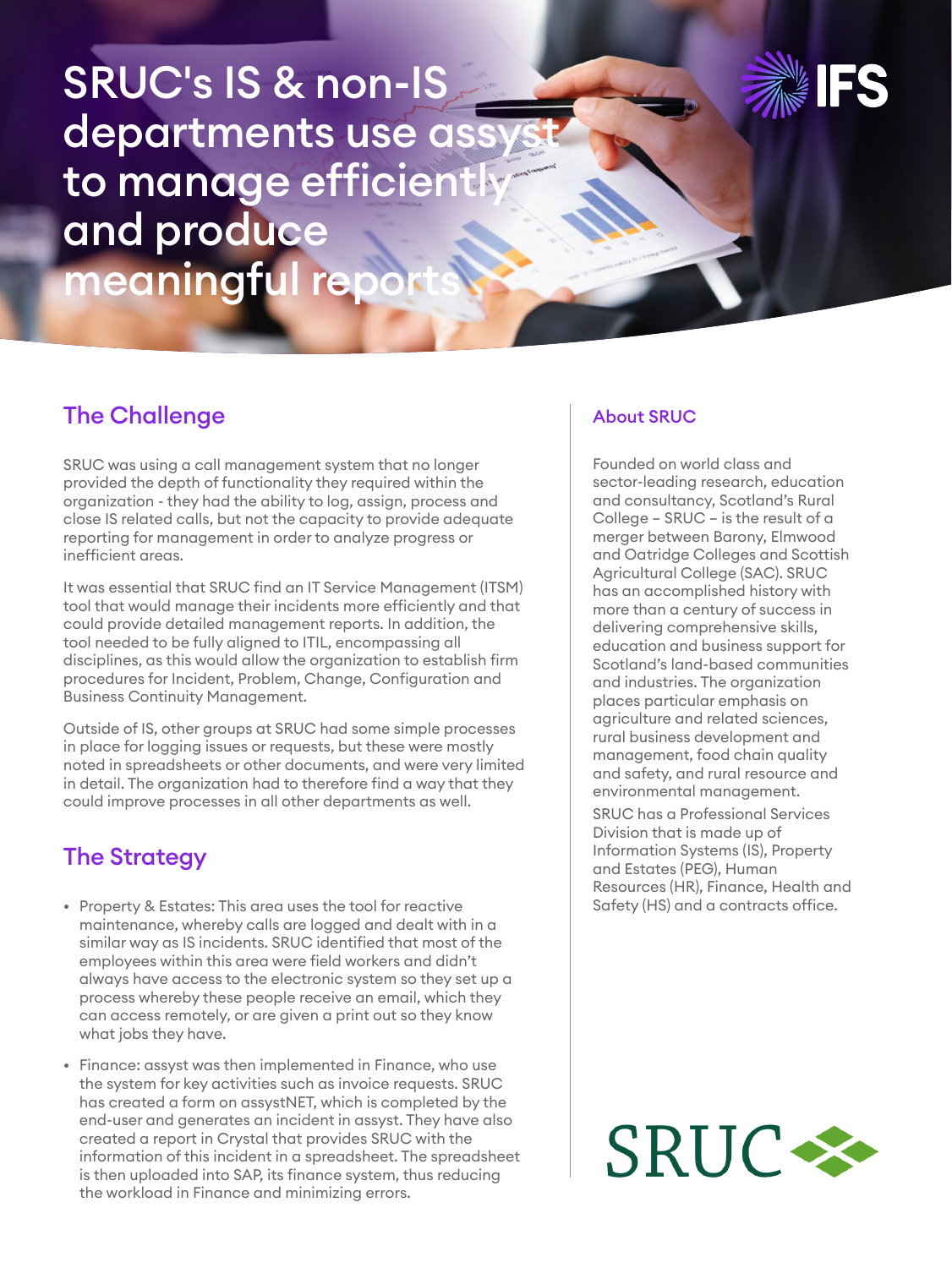# SRUC's IS & non-IS departments use assyst to manage efficiently and produce meaningful reports

## The Challenge

SRUC was using a call management system that no longer provided the depth of functionality they required within the organization - they had the ability to log, assign, process and close IS related calls, but not the capacity to provide adequate reporting for management in order to analyze progress or inefficient areas.

It was essential that SRUC find an IT Service Management (ITSM) tool that would manage their incidents more efficiently and that could provide detailed management reports. In addition, the tool needed to be fully aligned to ITIL, encompassing all disciplines, as this would allow the organization to establish firm procedures for Incident, Problem, Change, Configuration and Business Continuity Management.

Outside of IS, other groups at SRUC had some simple processes in place for logging issues or requests, but these were mostly noted in spreadsheets or other documents, and were very limited in detail. The organization had to therefore find a way that they could improve processes in all other departments as well.

## The Strategy

- Property & Estates: This area uses the tool for reactive maintenance, whereby calls are logged and dealt with in a similar way as IS incidents. SRUC identified that most of the employees within this area were field workers and didn't always have access to the electronic system so they set up a process whereby these people receive an email, which they can access remotely, or are given a print out so they know what jobs they have.
- Finance: assyst was then implemented in Finance, who use the system for key activities such as invoice requests. SRUC has created a form on assystNET, which is completed by the end-user and generates an incident in assyst. They have also created a report in Crystal that provides SRUC with the information of this incident in a spreadsheet. The spreadsheet is then uploaded into SAP, its finance system, thus reducing the workload in Finance and minimizing errors.

### About SRUC

Founded on world class and sector-leading research, education and consultancy, Scotland's Rural College – SRUC – is the result of a merger between Barony, Elmwood and Oatridge Colleges and Scottish Agricultural College (SAC). SRUC has an accomplished history with more than a century of success in delivering comprehensive skills, education and business support for Scotland's land-based communities and industries. The organization places particular emphasis on agriculture and related sciences, rural business development and management, food chain quality and safety, and rural resource and environmental management.

SRUC has a Professional Services Division that is made up of Information Systems (IS), Property and Estates (PEG), Human Resources (HR), Finance, Health and Safety (HS) and a contracts office.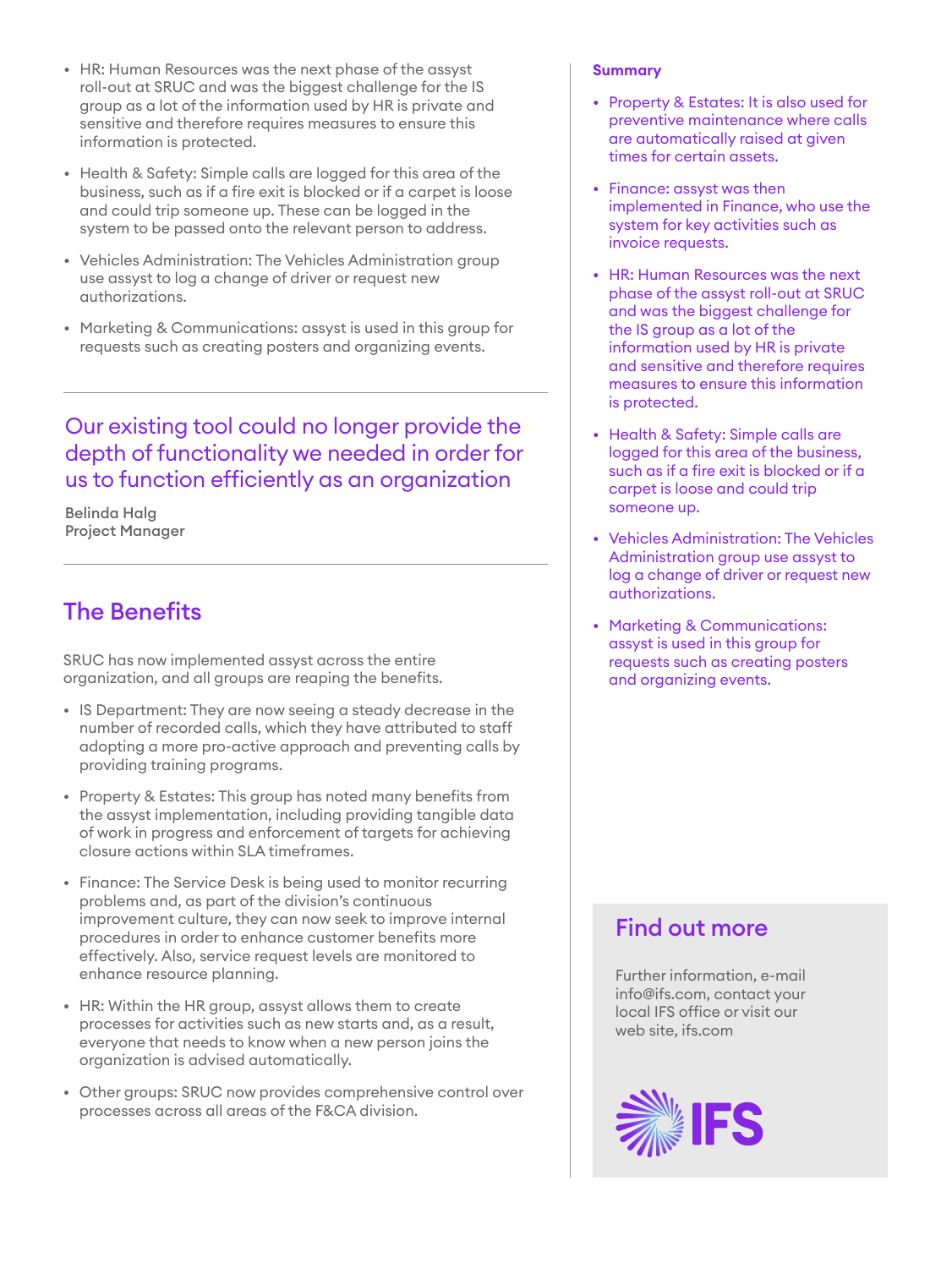- HR: Human Resources was the next phase of the assyst roll-out at SRUC and was the biggest challenge for the IS group as a lot of the information used by HR is private and sensitive and therefore requires measures to ensure this information is protected.
- Health & Safety: Simple calls are logged for this area of the business, such as if a fire exit is blocked or if a carpet is loose and could trip someone up. These can be logged in the system to be passed onto the relevant person to address.
- Vehicles Administration: The Vehicles Administration group use assyst to log a change of driver or request new authorizations.
- Marketing & Communications: assyst is used in this group for requests such as creating posters and organizing events.

---

> Our existing tool could no longer provide the depth of functionality we needed in order for us to function efficiently as an organization
>
> **Belinda Halg**
> **Project Manager**

---

## The Benefits

SRUC has now implemented assyst across the entire organization, and all groups are reaping the benefits.

- IS Department: They are now seeing a steady decrease in the number of recorded calls, which they have attributed to staff adopting a more pro-active approach and preventing calls by providing training programs.
- Property & Estates: This group has noted many benefits from the assyst implementation, including providing tangible data of work in progress and enforcement of targets for achieving closure actions within SLA timeframes.
- Finance: The Service Desk is being used to monitor recurring problems and, as part of the division's continuous improvement culture, they can now seek to improve internal procedures in order to enhance customer benefits more effectively. Also, service request levels are monitored to enhance resource planning.
- HR: Within the HR group, assyst allows them to create processes for activities such as new starts and, as a result, everyone that needs to know when a new person joins the organization is advised automatically.
- Other groups: SRUC now provides comprehensive control over processes across all areas of the F&CA division.

**Summary**

- Property & Estates: It is also used for preventive maintenance where calls are automatically raised at given times for certain assets.
- Finance: assyst was then implemented in Finance, who use the system for key activities such as invoice requests.
- HR: Human Resources was the next phase of the assyst roll-out at SRUC and was the biggest challenge for the IS group as a lot of the information used by HR is private and sensitive and therefore requires measures to ensure this information is protected.
- Health & Safety: Simple calls are logged for this area of the business, such as if a fire exit is blocked or if a carpet is loose and could trip someone up.
- Vehicles Administration: The Vehicles Administration group use assyst to log a change of driver or request new authorizations.
- Marketing & Communications: assyst is used in this group for requests such as creating posters and organizing events.

## Find out more

Further information, e-mail info@ifs.com, contact your local IFS office or visit our web site, ifs.com

IFS